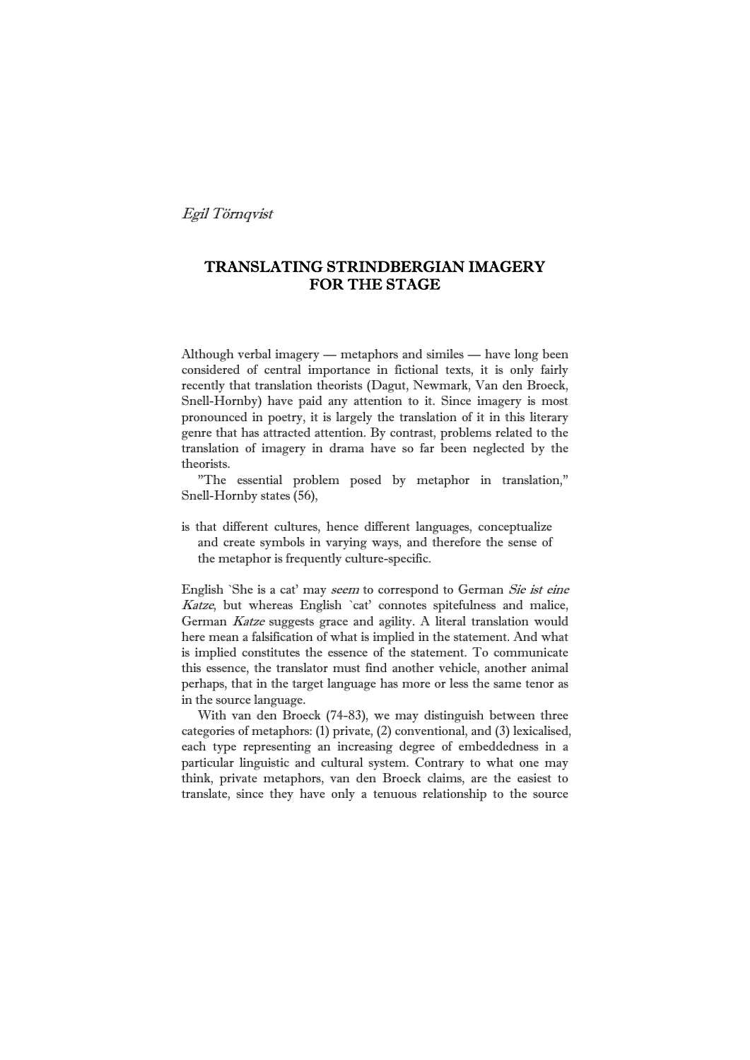*Egil Törnqvist*

# TRANSLATING STRINDBERGIAN IMAGERY FOR THE STAGE

Although verbal imagery — metaphors and similes — have long been considered of central importance in fictional texts, it is only fairly recently that translation theorists (Dagut, Newmark, Van den Broeck, Snell-Hornby) have paid any attention to it. Since imagery is most pronounced in poetry, it is largely the translation of it in this literary genre that has attracted attention. By contrast, problems related to the translation of imagery in drama have so far been neglected by the theorists.

"The essential problem posed by metaphor in translation," Snell-Hornby states (56),

> is that different cultures, hence different languages, conceptualize and create symbols in varying ways, and therefore the sense of the metaphor is frequently culture-specific.

English `She is a cat' may *seem* to correspond to German *Sie ist eine Katze*, but whereas English `cat' connotes spitefulness and malice, German *Katze* suggests grace and agility. A literal translation would here mean a falsification of what is implied in the statement. And what is implied constitutes the essence of the statement. To communicate this essence, the translator must find another vehicle, another animal perhaps, that in the target language has more or less the same tenor as in the source language.

With van den Broeck (74-83), we may distinguish between three categories of metaphors: (1) private, (2) conventional, and (3) lexicalised, each type representing an increasing degree of embeddedness in a particular linguistic and cultural system. Contrary to what one may think, private metaphors, van den Broeck claims, are the easiest to translate, since they have only a tenuous relationship to the source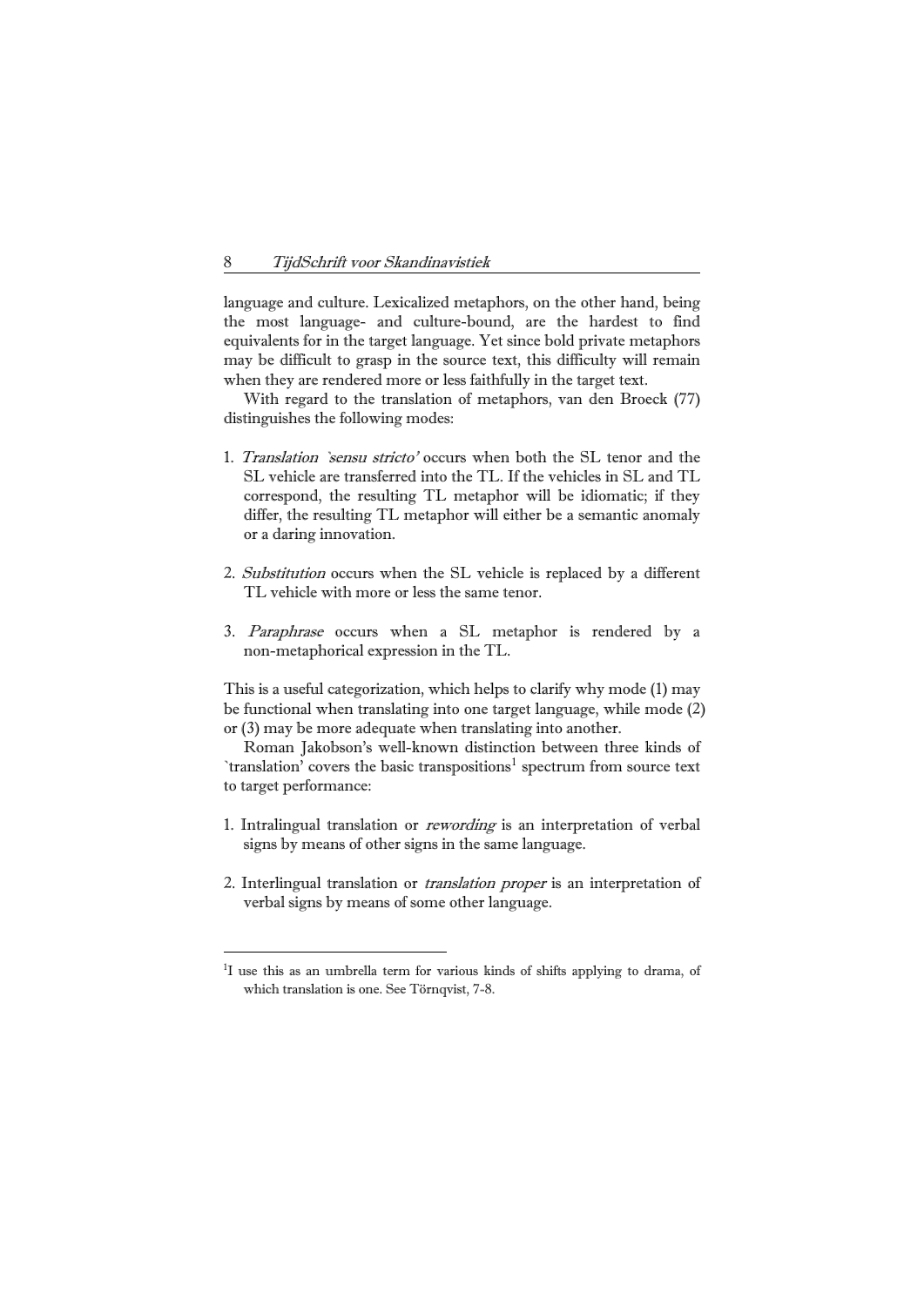language and culture. Lexicalized metaphors, on the other hand, being the most language- and culture-bound, are the hardest to find equivalents for in the target language. Yet since bold private metaphors may be difficult to grasp in the source text, this difficulty will remain when they are rendered more or less faithfully in the target text.

With regard to the translation of metaphors, van den Broeck (77) distinguishes the following modes:

1. *Translation `sensu stricto'* occurs when both the SL tenor and the SL vehicle are transferred into the TL. If the vehicles in SL and TL correspond, the resulting TL metaphor will be idiomatic; if they differ, the resulting TL metaphor will either be a semantic anomaly or a daring innovation.

2. *Substitution* occurs when the SL vehicle is replaced by a different TL vehicle with more or less the same tenor.

3. *Paraphrase* occurs when a SL metaphor is rendered by a non-metaphorical expression in the TL.

This is a useful categorization, which helps to clarify why mode (1) may be functional when translating into one target language, while mode (2) or (3) may be more adequate when translating into another.

Roman Jakobson's well-known distinction between three kinds of `translation' covers the basic transpositions[1] spectrum from source text to target performance:

1. Intralingual translation or *rewording* is an interpretation of verbal signs by means of other signs in the same language.

2. Interlingual translation or *translation proper* is an interpretation of verbal signs by means of some other language.

---

[1] I use this as an umbrella term for various kinds of shifts applying to drama, of which translation is one. See Törnqvist, 7-8.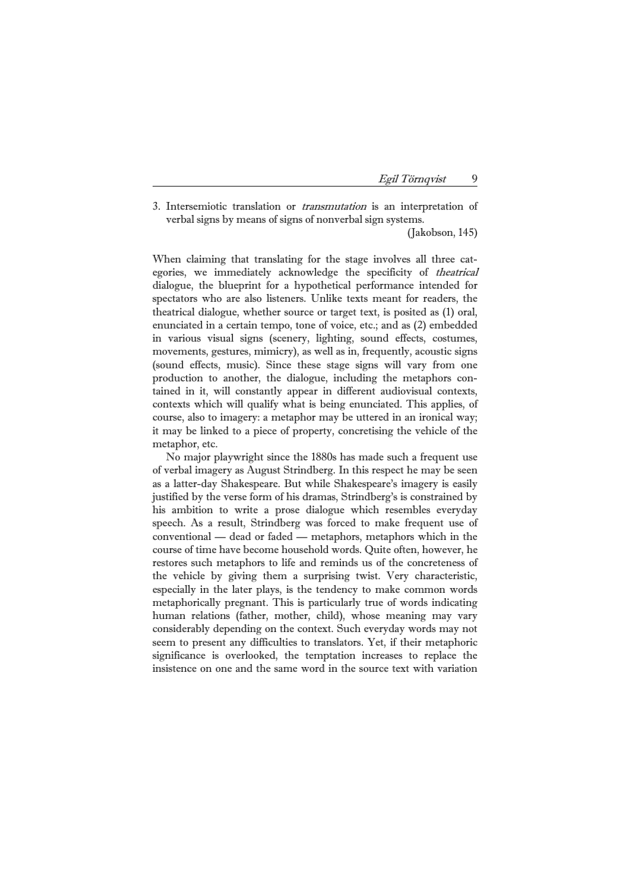3. Intersemiotic translation or *transmutation* is an interpretation of verbal signs by means of signs of nonverbal sign systems.

(Jakobson, 145)

When claiming that translating for the stage involves all three categories, we immediately acknowledge the specificity of *theatrical* dialogue, the blueprint for a hypothetical performance intended for spectators who are also listeners. Unlike texts meant for readers, the theatrical dialogue, whether source or target text, is posited as (1) oral, enunciated in a certain tempo, tone of voice, etc.; and as (2) embedded in various visual signs (scenery, lighting, sound effects, costumes, movements, gestures, mimicry), as well as in, frequently, acoustic signs (sound effects, music). Since these stage signs will vary from one production to another, the dialogue, including the metaphors contained in it, will constantly appear in different audiovisual contexts, contexts which will qualify what is being enunciated. This applies, of course, also to imagery: a metaphor may be uttered in an ironical way; it may be linked to a piece of property, concretising the vehicle of the metaphor, etc.

No major playwright since the 1880s has made such a frequent use of verbal imagery as August Strindberg. In this respect he may be seen as a latter-day Shakespeare. But while Shakespeare's imagery is easily justified by the verse form of his dramas, Strindberg's is constrained by his ambition to write a prose dialogue which resembles everyday speech. As a result, Strindberg was forced to make frequent use of conventional — dead or faded — metaphors, metaphors which in the course of time have become household words. Quite often, however, he restores such metaphors to life and reminds us of the concreteness of the vehicle by giving them a surprising twist. Very characteristic, especially in the later plays, is the tendency to make common words metaphorically pregnant. This is particularly true of words indicating human relations (father, mother, child), whose meaning may vary considerably depending on the context. Such everyday words may not seem to present any difficulties to translators. Yet, if their metaphoric significance is overlooked, the temptation increases to replace the insistence on one and the same word in the source text with variation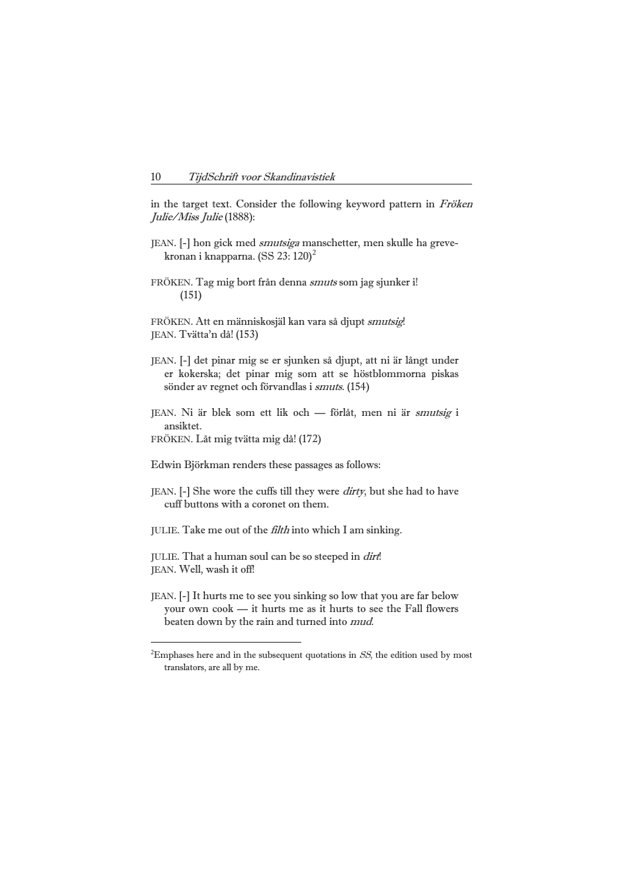in the target text. Consider the following keyword pattern in *Fröken Julie/Miss Julie* (1888):

JEAN. [-] hon gick med *smutsiga* manschetter, men skulle ha grevekronan i knapparna. (SS 23: 120)[2]

FRÖKEN. Tag mig bort från denna *smuts* som jag sjunker i! (151)

FRÖKEN. Att en människosjäl kan vara så djupt *smutsig*!
JEAN. Tvätta'n då! (153)

JEAN. [-] det pinar mig se er sjunken så djupt, att ni är långt under er kokerska; det pinar mig som att se höstblommorna piskas sönder av regnet och förvandlas i *smuts*. (154)

JEAN. Ni är blek som ett lik och — förlåt, men ni är *smutsig* i ansiktet.
FRÖKEN. Låt mig tvätta mig då! (172)

Edwin Björkman renders these passages as follows:

JEAN. [-] She wore the cuffs till they were *dirty*, but she had to have cuff buttons with a coronet on them.

JULIE. Take me out of the *filth* into which I am sinking.

JULIE. That a human soul can be so steeped in *dirt*!
JEAN. Well, wash it off!

JEAN. [-] It hurts me to see you sinking so low that you are far below your own cook — it hurts me as it hurts to see the Fall flowers beaten down by the rain and turned into *mud*.

---

[2] Emphases here and in the subsequent quotations in *SS*, the edition used by most translators, are all by me.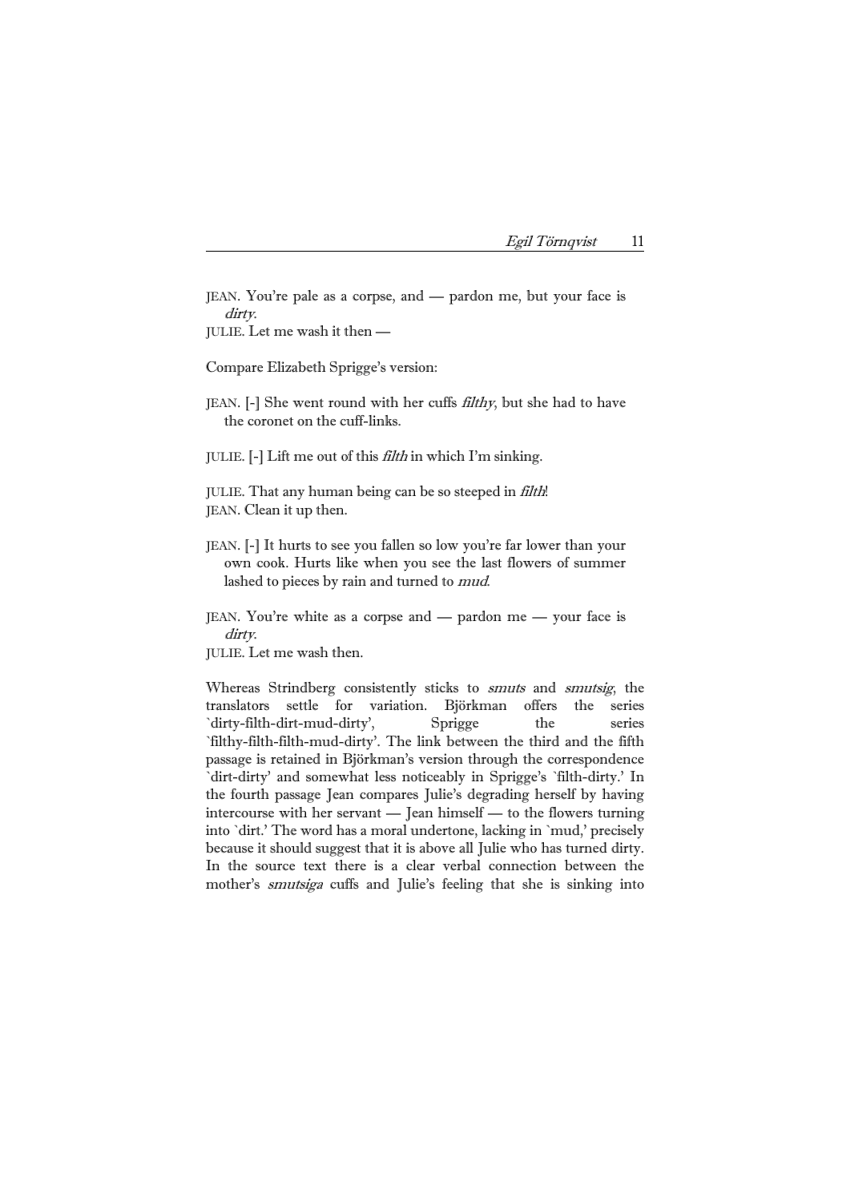JEAN. You're pale as a corpse, and — pardon me, but your face is *dirty*.
JULIE. Let me wash it then —

Compare Elizabeth Sprigge's version:

JEAN. [-] She went round with her cuffs *filthy*, but she had to have the coronet on the cuff-links.

JULIE. [-] Lift me out of this *filth* in which I'm sinking.

JULIE. That any human being can be so steeped in *filth*!
JEAN. Clean it up then.

JEAN. [-] It hurts to see you fallen so low you're far lower than your own cook. Hurts like when you see the last flowers of summer lashed to pieces by rain and turned to *mud*.

JEAN. You're white as a corpse and — pardon me — your face is *dirty*.
JULIE. Let me wash then.

Whereas Strindberg consistently sticks to *smuts* and *smutsig*, the translators settle for variation. Björkman offers the series `dirty-filth-dirt-mud-dirty', Sprigge the series `filthy-filth-filth-mud-dirty'. The link between the third and the fifth passage is retained in Björkman's version through the correspondence `dirt-dirty' and somewhat less noticeably in Sprigge's `filth-dirty.' In the fourth passage Jean compares Julie's degrading herself by having intercourse with her servant — Jean himself — to the flowers turning into `dirt.' The word has a moral undertone, lacking in `mud,' precisely because it should suggest that it is above all Julie who has turned dirty. In the source text there is a clear verbal connection between the mother's *smutsiga* cuffs and Julie's feeling that she is sinking into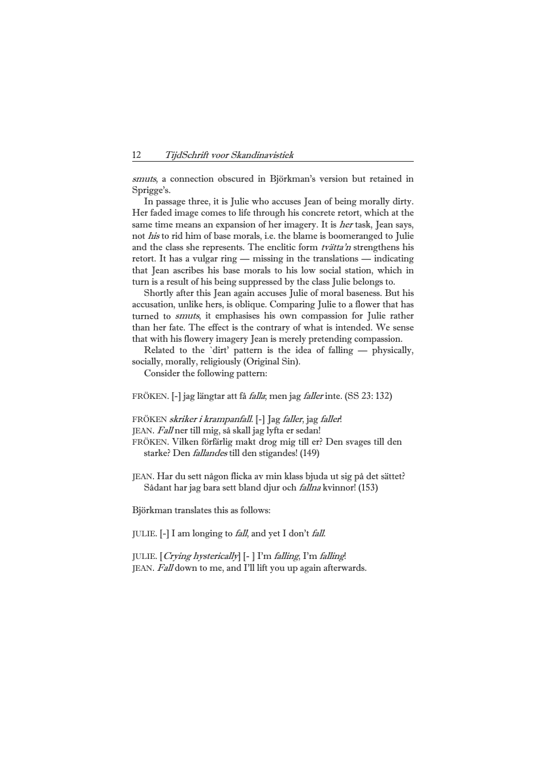*smuts*, a connection obscured in Björkman's version but retained in Sprigge's.

In passage three, it is Julie who accuses Jean of being morally dirty. Her faded image comes to life through his concrete retort, which at the same time means an expansion of her imagery. It is *her* task, Jean says, not *his* to rid him of base morals, i.e. the blame is boomeranged to Julie and the class she represents. The enclitic form *tvätta'n* strengthens his retort. It has a vulgar ring — missing in the translations — indicating that Jean ascribes his base morals to his low social station, which in turn is a result of his being suppressed by the class Julie belongs to.

Shortly after this Jean again accuses Julie of moral baseness. But his accusation, unlike hers, is oblique. Comparing Julie to a flower that has turned to *smuts*, it emphasises his own compassion for Julie rather than her fate. The effect is the contrary of what is intended. We sense that with his flowery imagery Jean is merely pretending compassion.

Related to the `dirt' pattern is the idea of falling — physically, socially, morally, religiously (Original Sin).

Consider the following pattern:

FRÖKEN. [-] jag längtar att få *falla*; men jag *faller* inte. (SS 23: 132)

FRÖKEN *skriker i krampanfall.* [-] Jag *faller*, jag *faller*!
JEAN. *Fall* ner till mig, så skall jag lyfta er sedan!
FRÖKEN. Vilken förfärlig makt drog mig till er? Den svages till den starke? Den *fallandes* till den stigandes! (149)

JEAN. Har du sett någon flicka av min klass bjuda ut sig på det sättet? Sådant har jag bara sett bland djur och *fallna* kvinnor! (153)

Björkman translates this as follows:

JULIE. [-] I am longing to *fall*, and yet I don't *fall*.

JULIE. [*Crying hysterically*] [- ] I'm *falling*, I'm *falling*!
JEAN. *Fall* down to me, and I'll lift you up again afterwards.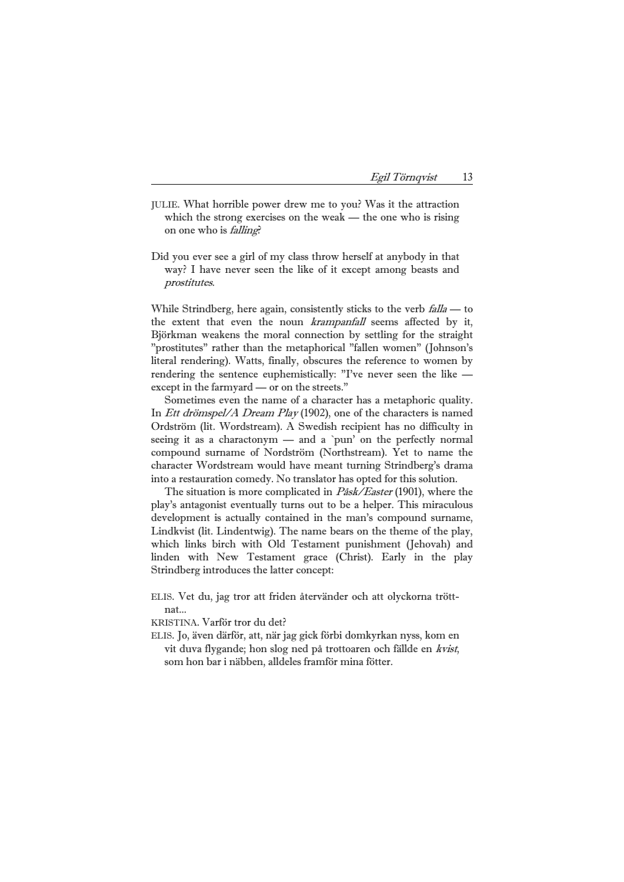JULIE. What horrible power drew me to you? Was it the attraction which the strong exercises on the weak — the one who is rising on one who is *falling*?

Did you ever see a girl of my class throw herself at anybody in that way? I have never seen the like of it except among beasts and *prostitutes*.

While Strindberg, here again, consistently sticks to the verb *falla* — to the extent that even the noun *krampanfall* seems affected by it, Björkman weakens the moral connection by settling for the straight "prostitutes" rather than the metaphorical "fallen women" (Johnson's literal rendering). Watts, finally, obscures the reference to women by rendering the sentence euphemistically: "I've never seen the like — except in the farmyard — or on the streets."

Sometimes even the name of a character has a metaphoric quality. In *Ett drömspel/A Dream Play* (1902), one of the characters is named Ordström (lit. Wordstream). A Swedish recipient has no difficulty in seeing it as a charactonym — and a `pun' on the perfectly normal compound surname of Nordström (Northstream). Yet to name the character Wordstream would have meant turning Strindberg's drama into a restauration comedy. No translator has opted for this solution.

The situation is more complicated in *Påsk/Easter* (1901), where the play's antagonist eventually turns out to be a helper. This miraculous development is actually contained in the man's compound surname, Lindkvist (lit. Lindentwig). The name bears on the theme of the play, which links birch with Old Testament punishment (Jehovah) and linden with New Testament grace (Christ). Early in the play Strindberg introduces the latter concept:

ELIS. Vet du, jag tror att friden återvänder och att olyckorna tröttnat...

KRISTINA. Varför tror du det?

ELIS. Jo, även därför, att, när jag gick förbi domkyrkan nyss, kom en vit duva flygande; hon slog ned på trottoaren och fällde en *kvist*, som hon bar i näbben, alldeles framför mina fötter.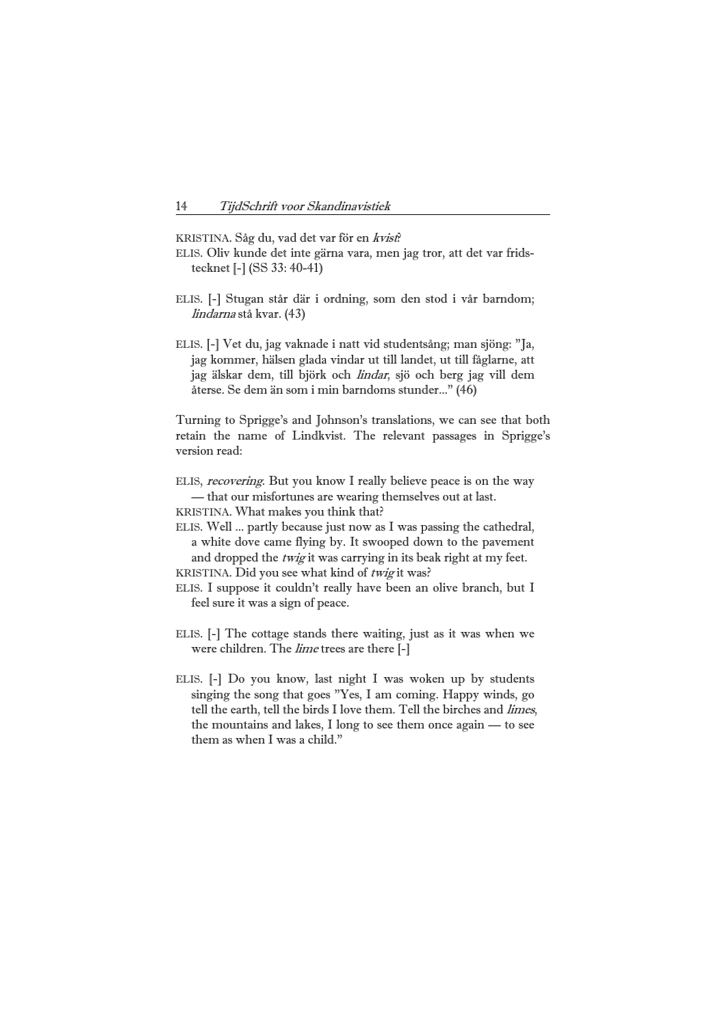KRISTINA. Såg du, vad det var för en *kvist*?

ELIS. Oliv kunde det inte gärna vara, men jag tror, att det var fridstecknet [-] (SS 33: 40-41)

ELIS. [-] Stugan står där i ordning, som den stod i vår barndom; *lindarna* stå kvar. (43)

ELIS. [-] Vet du, jag vaknade i natt vid studentsång; man sjöng: "Ja, jag kommer, hälsen glada vindar ut till landet, ut till fåglarne, att jag älskar dem, till björk och *lindar*, sjö och berg jag vill dem återse. Se dem än som i min barndoms stunder..." (46)

Turning to Sprigge's and Johnson's translations, we can see that both retain the name of Lindkvist. The relevant passages in Sprigge's version read:

ELIS, *recovering*. But you know I really believe peace is on the way — that our misfortunes are wearing themselves out at last.

KRISTINA. What makes you think that?

ELIS. Well ... partly because just now as I was passing the cathedral, a white dove came flying by. It swooped down to the pavement and dropped the *twig* it was carrying in its beak right at my feet.

KRISTINA. Did you see what kind of *twig* it was?

ELIS. I suppose it couldn't really have been an olive branch, but I feel sure it was a sign of peace.

ELIS. [-] The cottage stands there waiting, just as it was when we were children. The *lime* trees are there [-]

ELIS. [-] Do you know, last night I was woken up by students singing the song that goes "Yes, I am coming. Happy winds, go tell the earth, tell the birds I love them. Tell the birches and *limes*, the mountains and lakes, I long to see them once again — to see them as when I was a child."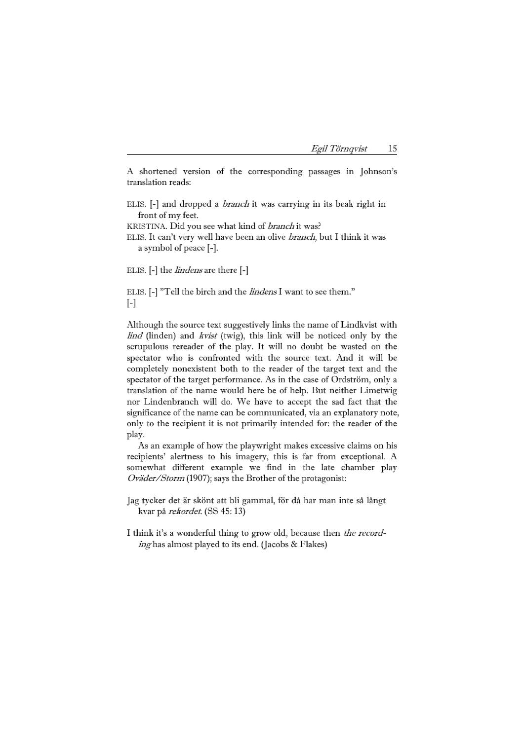A shortened version of the corresponding passages in Johnson's translation reads:

ELIS. [-] and dropped a *branch* it was carrying in its beak right in front of my feet.
KRISTINA. Did you see what kind of *branch* it was?
ELIS. It can't very well have been an olive *branch*, but I think it was a symbol of peace [-].

ELIS. [-] the *lindens* are there [-]

ELIS. [-] "Tell the birch and the *lindens* I want to see them."
[-]

Although the source text suggestively links the name of Lindkvist with *lind* (linden) and *kvist* (twig), this link will be noticed only by the scrupulous rereader of the play. It will no doubt be wasted on the spectator who is confronted with the source text. And it will be completely nonexistent both to the reader of the target text and the spectator of the target performance. As in the case of Ordström, only a translation of the name would here be of help. But neither Limetwig nor Lindenbranch will do. We have to accept the sad fact that the significance of the name can be communicated, via an explanatory note, only to the recipient it is not primarily intended for: the reader of the play.

As an example of how the playwright makes excessive claims on his recipients' alertness to his imagery, this is far from exceptional. A somewhat different example we find in the late chamber play *Oväder/Storm* (1907); says the Brother of the protagonist:

Jag tycker det är skönt att bli gammal, för då har man inte så långt kvar på *rekordet*. (SS 45: 13)

I think it's a wonderful thing to grow old, because then *the recording* has almost played to its end. (Jacobs & Flakes)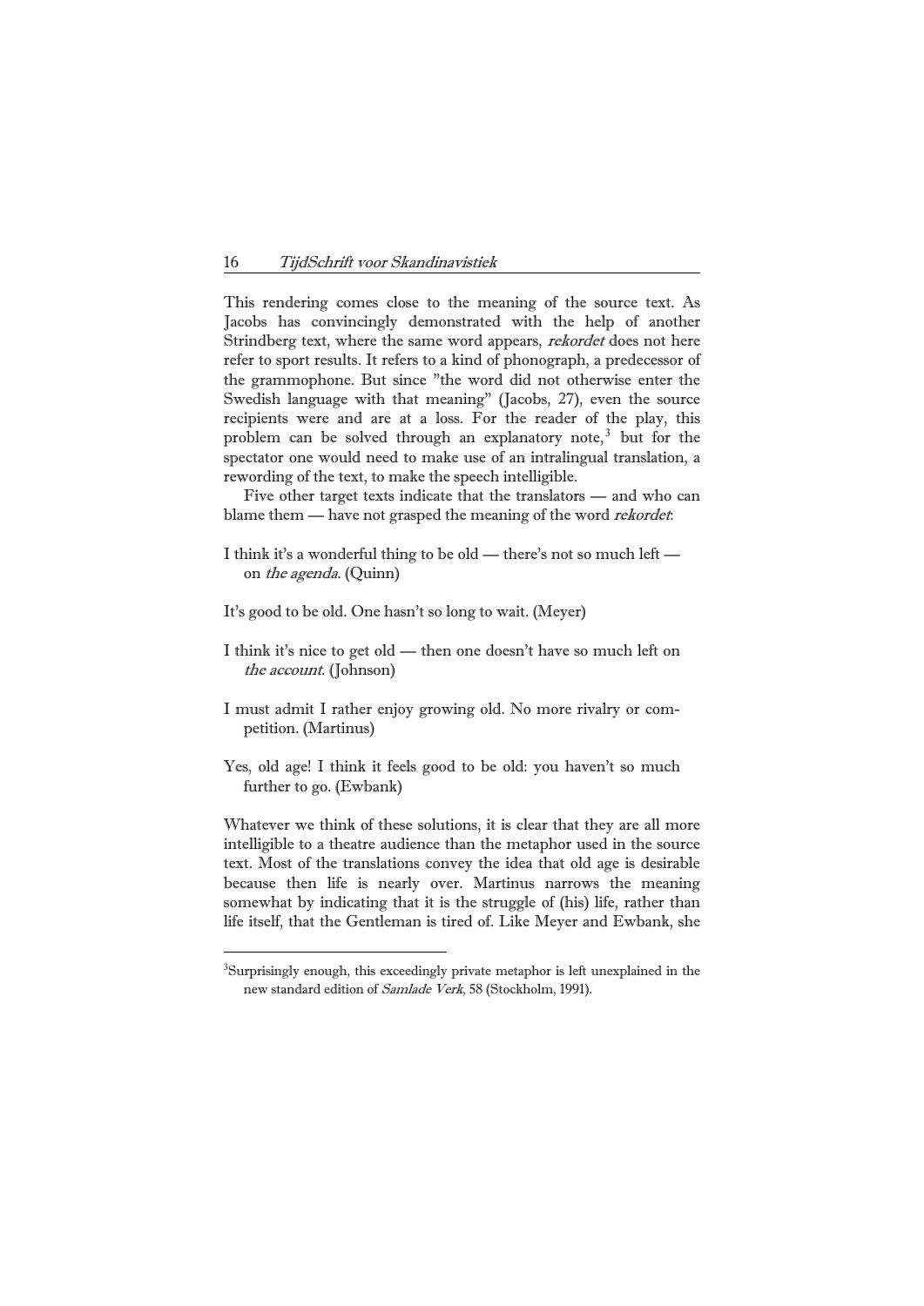This rendering comes close to the meaning of the source text. As Jacobs has convincingly demonstrated with the help of another Strindberg text, where the same word appears, *rekordet* does not here refer to sport results. It refers to a kind of phonograph, a predecessor of the grammophone. But since "the word did not otherwise enter the Swedish language with that meaning" (Jacobs, 27), even the source recipients were and are at a loss. For the reader of the play, this problem can be solved through an explanatory note,[3] but for the spectator one would need to make use of an intralingual translation, a rewording of the text, to make the speech intelligible.

Five other target texts indicate that the translators — and who can blame them — have not grasped the meaning of the word *rekordet*:

I think it's a wonderful thing to be old — there's not so much left — on *the agenda*. (Quinn)

It's good to be old. One hasn't so long to wait. (Meyer)

I think it's nice to get old — then one doesn't have so much left on *the account*. (Johnson)

I must admit I rather enjoy growing old. No more rivalry or competition. (Martinus)

Yes, old age! I think it feels good to be old: you haven't so much further to go. (Ewbank)

Whatever we think of these solutions, it is clear that they are all more intelligible to a theatre audience than the metaphor used in the source text. Most of the translations convey the idea that old age is desirable because then life is nearly over. Martinus narrows the meaning somewhat by indicating that it is the struggle of (his) life, rather than life itself, that the Gentleman is tired of. Like Meyer and Ewbank, she

---

[3] Surprisingly enough, this exceedingly private metaphor is left unexplained in the new standard edition of *Samlade Verk*, 58 (Stockholm, 1991).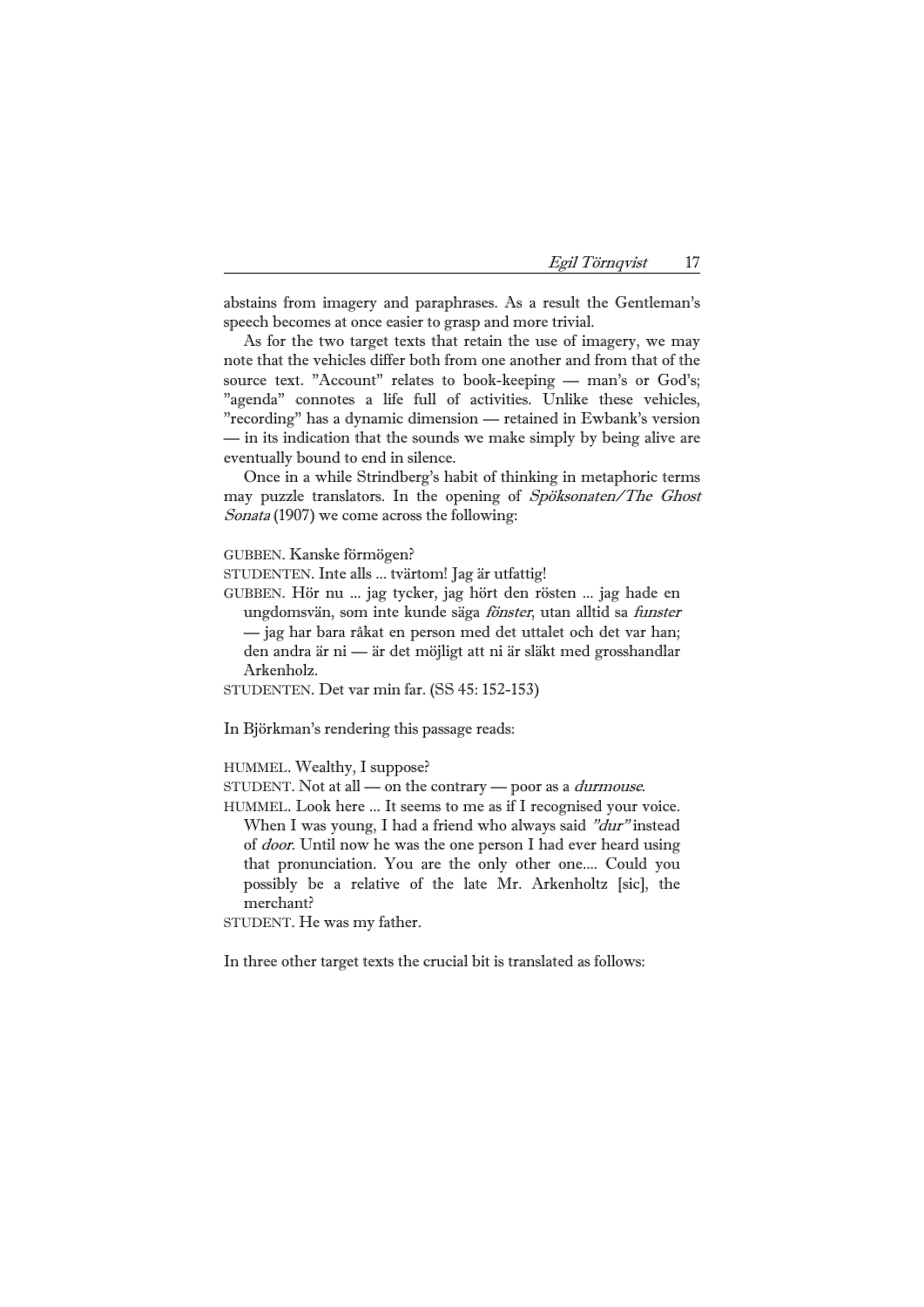abstains from imagery and paraphrases. As a result the Gentleman's speech becomes at once easier to grasp and more trivial.

As for the two target texts that retain the use of imagery, we may note that the vehicles differ both from one another and from that of the source text. "Account" relates to book-keeping — man's or God's; "agenda" connotes a life full of activities. Unlike these vehicles, "recording" has a dynamic dimension — retained in Ewbank's version — in its indication that the sounds we make simply by being alive are eventually bound to end in silence.

Once in a while Strindberg's habit of thinking in metaphoric terms may puzzle translators. In the opening of *Spöksonaten/The Ghost Sonata* (1907) we come across the following:

GUBBEN. Kanske förmögen?
STUDENTEN. Inte alls ... tvärtom! Jag är utfattig!
GUBBEN. Hör nu ... jag tycker, jag hört den rösten ... jag hade en ungdomsvän, som inte kunde säga *fönster*, utan alltid sa *funster* — jag har bara råkat en person med det uttalet och det var han; den andra är ni — är det möjligt att ni är släkt med grosshandlar Arkenholz.
STUDENTEN. Det var min far. (SS 45: 152-153)

In Björkman's rendering this passage reads:

HUMMEL. Wealthy, I suppose?
STUDENT. Not at all — on the contrary — poor as a *durmouse*.
HUMMEL. Look here ... It seems to me as if I recognised your voice. When I was young, I had a friend who always said *"dur"* instead of *door*. Until now he was the one person I had ever heard using that pronunciation. You are the only other one.... Could you possibly be a relative of the late Mr. Arkenholtz [sic], the merchant?
STUDENT. He was my father.

In three other target texts the crucial bit is translated as follows: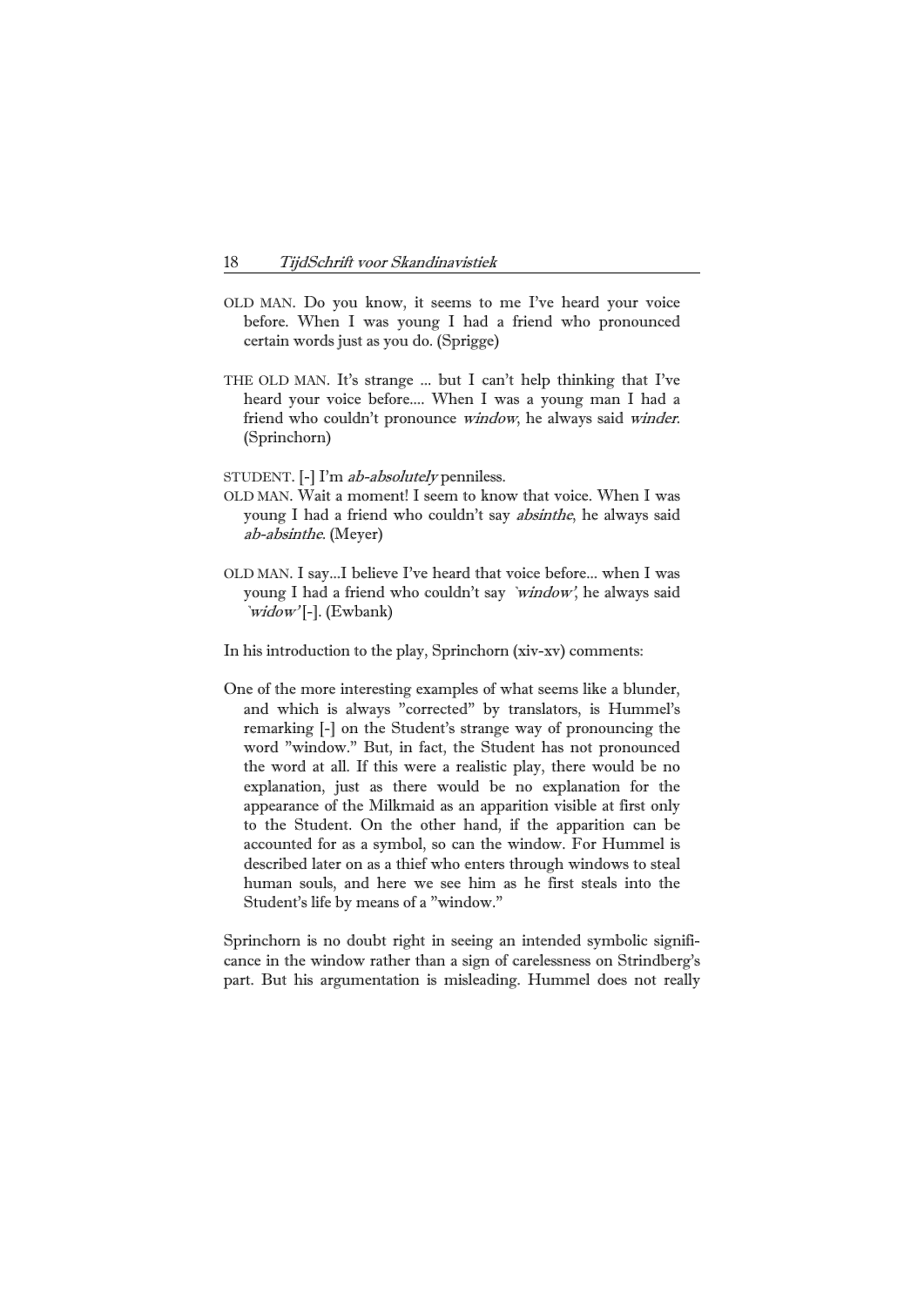OLD MAN. Do you know, it seems to me I've heard your voice before. When I was young I had a friend who pronounced certain words just as you do. (Sprigge)

THE OLD MAN. It's strange ... but I can't help thinking that I've heard your voice before.... When I was a young man I had a friend who couldn't pronounce *window*, he always said *winder*. (Sprinchorn)

STUDENT. [-] I'm *ab-absolutely* penniless.
OLD MAN. Wait a moment! I seem to know that voice. When I was young I had a friend who couldn't say *absinthe*, he always said *ab-absinthe*. (Meyer)

OLD MAN. I say...I believe I've heard that voice before... when I was young I had a friend who couldn't say *`window'*, he always said *`widow'* [-]. (Ewbank)

In his introduction to the play, Sprinchorn (xiv-xv) comments:

> One of the more interesting examples of what seems like a blunder, and which is always "corrected" by translators, is Hummel's remarking [-] on the Student's strange way of pronouncing the word "window." But, in fact, the Student has not pronounced the word at all. If this were a realistic play, there would be no explanation, just as there would be no explanation for the appearance of the Milkmaid as an apparition visible at first only to the Student. On the other hand, if the apparition can be accounted for as a symbol, so can the window. For Hummel is described later on as a thief who enters through windows to steal human souls, and here we see him as he first steals into the Student's life by means of a "window."

Sprinchorn is no doubt right in seeing an intended symbolic significance in the window rather than a sign of carelessness on Strindberg's part. But his argumentation is misleading. Hummel does not really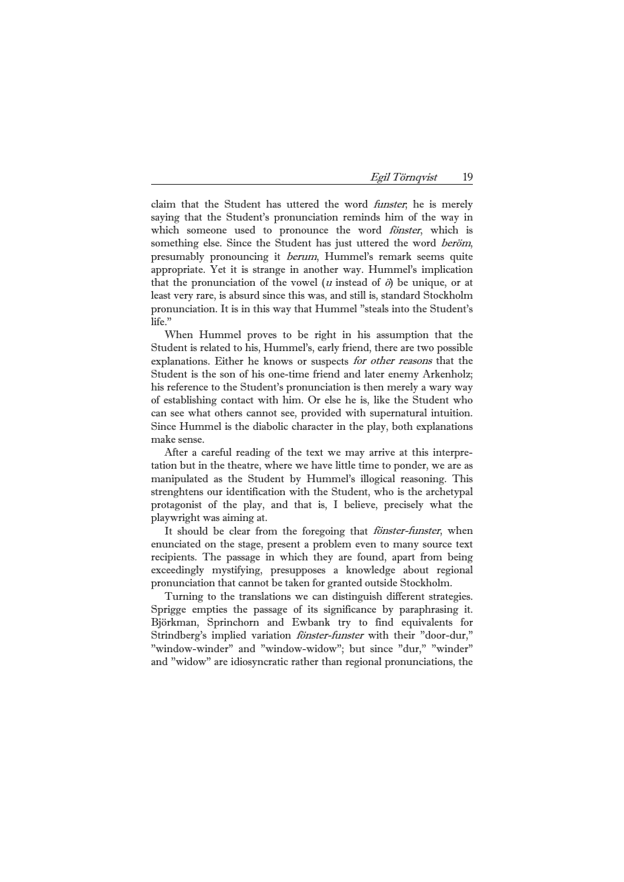claim that the Student has uttered the word *funster*; he is merely saying that the Student's pronunciation reminds him of the way in which someone used to pronounce the word *fönster*, which is something else. Since the Student has just uttered the word *beröm*, presumably pronouncing it *berum*, Hummel's remark seems quite appropriate. Yet it is strange in another way. Hummel's implication that the pronunciation of the vowel (*u* instead of *ö*) be unique, or at least very rare, is absurd since this was, and still is, standard Stockholm pronunciation. It is in this way that Hummel "steals into the Student's life."

When Hummel proves to be right in his assumption that the Student is related to his, Hummel's, early friend, there are two possible explanations. Either he knows or suspects *for other reasons* that the Student is the son of his one-time friend and later enemy Arkenholz; his reference to the Student's pronunciation is then merely a wary way of establishing contact with him. Or else he is, like the Student who can see what others cannot see, provided with supernatural intuition. Since Hummel is the diabolic character in the play, both explanations make sense.

After a careful reading of the text we may arrive at this interpretation but in the theatre, where we have little time to ponder, we are as manipulated as the Student by Hummel's illogical reasoning. This strenghtens our identification with the Student, who is the archetypal protagonist of the play, and that is, I believe, precisely what the playwright was aiming at.

It should be clear from the foregoing that *fönster-funster*, when enunciated on the stage, present a problem even to many source text recipients. The passage in which they are found, apart from being exceedingly mystifying, presupposes a knowledge about regional pronunciation that cannot be taken for granted outside Stockholm.

Turning to the translations we can distinguish different strategies. Sprigge empties the passage of its significance by paraphrasing it. Björkman, Sprinchorn and Ewbank try to find equivalents for Strindberg's implied variation *fönster-funster* with their "door-dur," "window-winder" and "window-widow"; but since "dur," "winder" and "widow" are idiosyncratic rather than regional pronunciations, the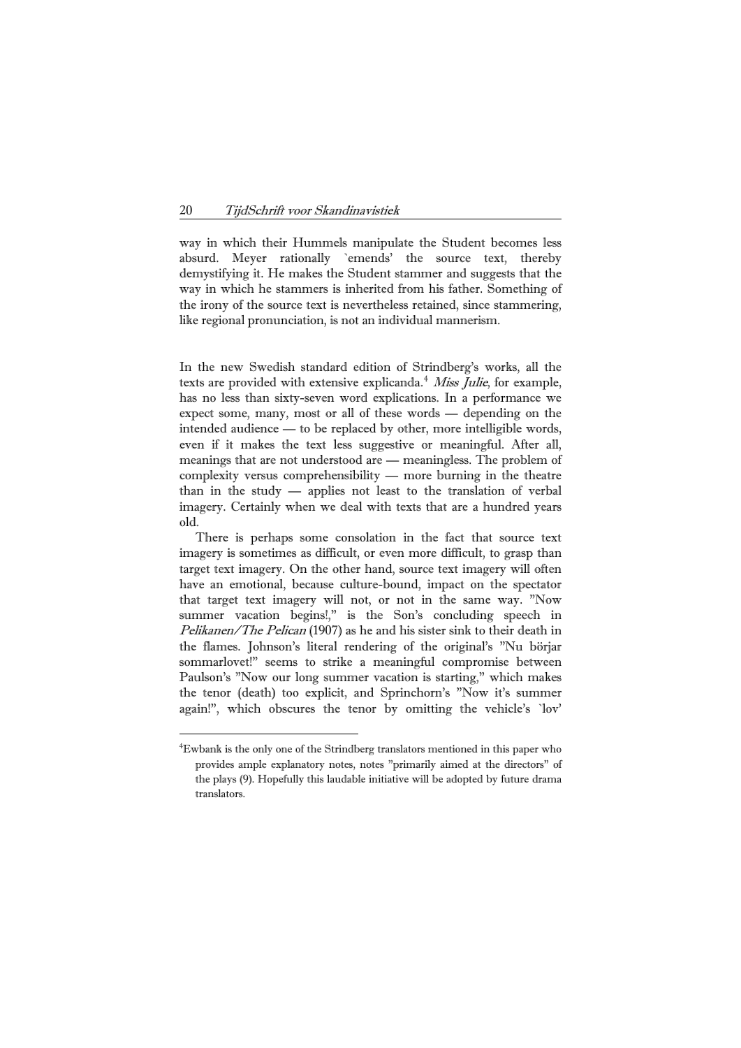way in which their Hummels manipulate the Student becomes less absurd. Meyer rationally `emends' the source text, thereby demystifying it. He makes the Student stammer and suggests that the way in which he stammers is inherited from his father. Something of the irony of the source text is nevertheless retained, since stammering, like regional pronunciation, is not an individual mannerism.

In the new Swedish standard edition of Strindberg's works, all the texts are provided with extensive explicanda.[4] *Miss Julie*, for example, has no less than sixty-seven word explications. In a performance we expect some, many, most or all of these words — depending on the intended audience — to be replaced by other, more intelligible words, even if it makes the text less suggestive or meaningful. After all, meanings that are not understood are — meaningless. The problem of complexity versus comprehensibility — more burning in the theatre than in the study — applies not least to the translation of verbal imagery. Certainly when we deal with texts that are a hundred years old.

There is perhaps some consolation in the fact that source text imagery is sometimes as difficult, or even more difficult, to grasp than target text imagery. On the other hand, source text imagery will often have an emotional, because culture-bound, impact on the spectator that target text imagery will not, or not in the same way. "Now summer vacation begins!," is the Son's concluding speech in *Pelikanen/The Pelican* (1907) as he and his sister sink to their death in the flames. Johnson's literal rendering of the original's "Nu börjar sommarlovet!" seems to strike a meaningful compromise between Paulson's "Now our long summer vacation is starting," which makes the tenor (death) too explicit, and Sprinchorn's "Now it's summer again!", which obscures the tenor by omitting the vehicle's `lov'

[4] Ewbank is the only one of the Strindberg translators mentioned in this paper who provides ample explanatory notes, notes "primarily aimed at the directors" of the plays (9). Hopefully this laudable initiative will be adopted by future drama translators.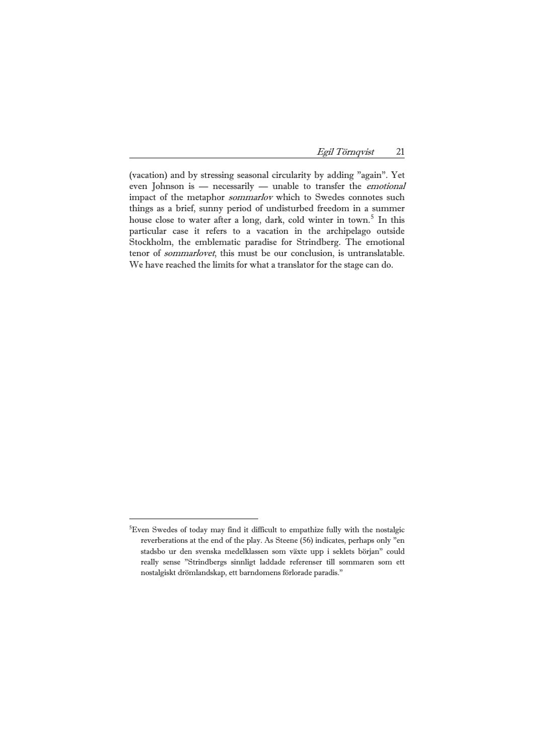(vacation) and by stressing seasonal circularity by adding ”again”. Yet even Johnson is — necessarily — unable to transfer the *emotional* impact of the metaphor *sommarlov* which to Swedes connotes such things as a brief, sunny period of undisturbed freedom in a summer house close to water after a long, dark, cold winter in town.[5] In this particular case it refers to a vacation in the archipelago outside Stockholm, the emblematic paradise for Strindberg. The emotional tenor of *sommarlovet*, this must be our conclusion, is untranslatable. We have reached the limits for what a translator for the stage can do.

---

[5]Even Swedes of today may find it difficult to empathize fully with the nostalgic reverberations at the end of the play. As Steene (56) indicates, perhaps only ”en stadsbo ur den svenska medelklassen som växte upp i seklets början” could really sense ”Strindbergs sinnligt laddade referenser till sommaren som ett nostalgiskt drömlandskap, ett barndomens förlorade paradis.”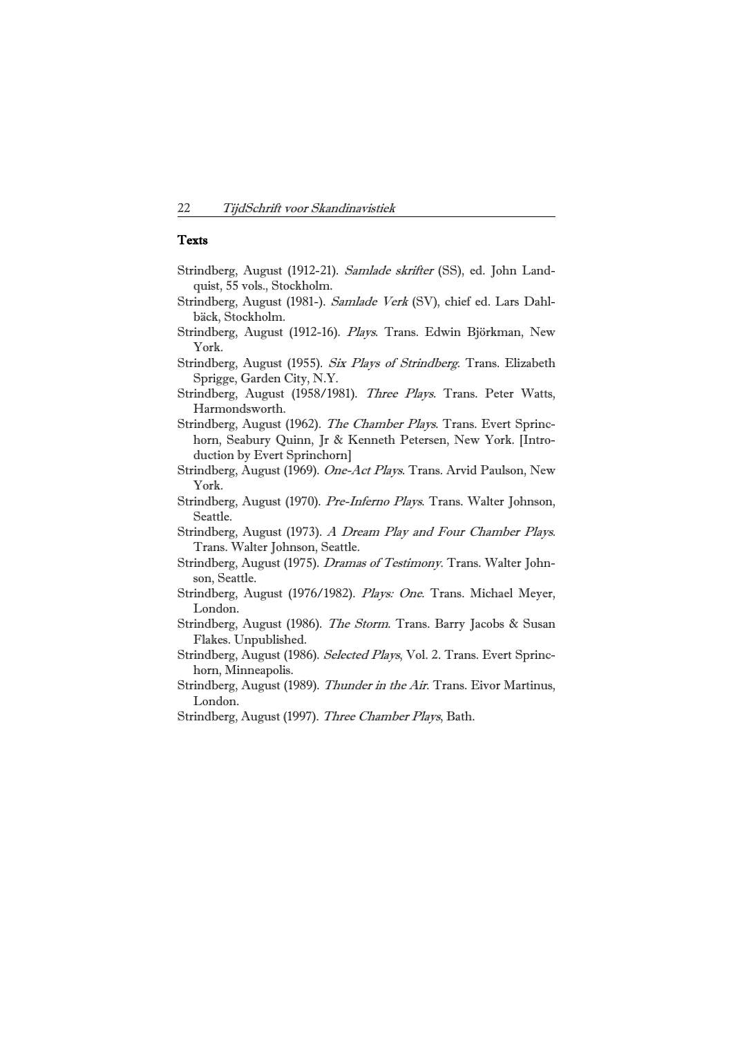## Texts

Strindberg, August (1912-21). *Samlade skrifter* (SS), ed. John Landquist, 55 vols., Stockholm.

Strindberg, August (1981-). *Samlade Verk* (SV), chief ed. Lars Dahlbäck, Stockholm.

Strindberg, August (1912-16). *Plays*. Trans. Edwin Björkman, New York.

Strindberg, August (1955). *Six Plays of Strindberg*. Trans. Elizabeth Sprigge, Garden City, N.Y.

Strindberg, August (1958/1981). *Three Plays*. Trans. Peter Watts, Harmondsworth.

Strindberg, August (1962). *The Chamber Plays*. Trans. Evert Sprinchorn, Seabury Quinn, Jr & Kenneth Petersen, New York. [Introduction by Evert Sprinchorn]

Strindberg, August (1969). *One-Act Plays*. Trans. Arvid Paulson, New York.

Strindberg, August (1970). *Pre-Inferno Plays*. Trans. Walter Johnson, Seattle.

Strindberg, August (1973). *A Dream Play and Four Chamber Plays*. Trans. Walter Johnson, Seattle.

Strindberg, August (1975). *Dramas of Testimony*. Trans. Walter Johnson, Seattle.

Strindberg, August (1976/1982). *Plays: One*. Trans. Michael Meyer, London.

Strindberg, August (1986). *The Storm*. Trans. Barry Jacobs & Susan Flakes. Unpublished.

Strindberg, August (1986). *Selected Plays*, Vol. 2. Trans. Evert Sprinchorn, Minneapolis.

Strindberg, August (1989). *Thunder in the Air*. Trans. Eivor Martinus, London.

Strindberg, August (1997). *Three Chamber Plays*, Bath.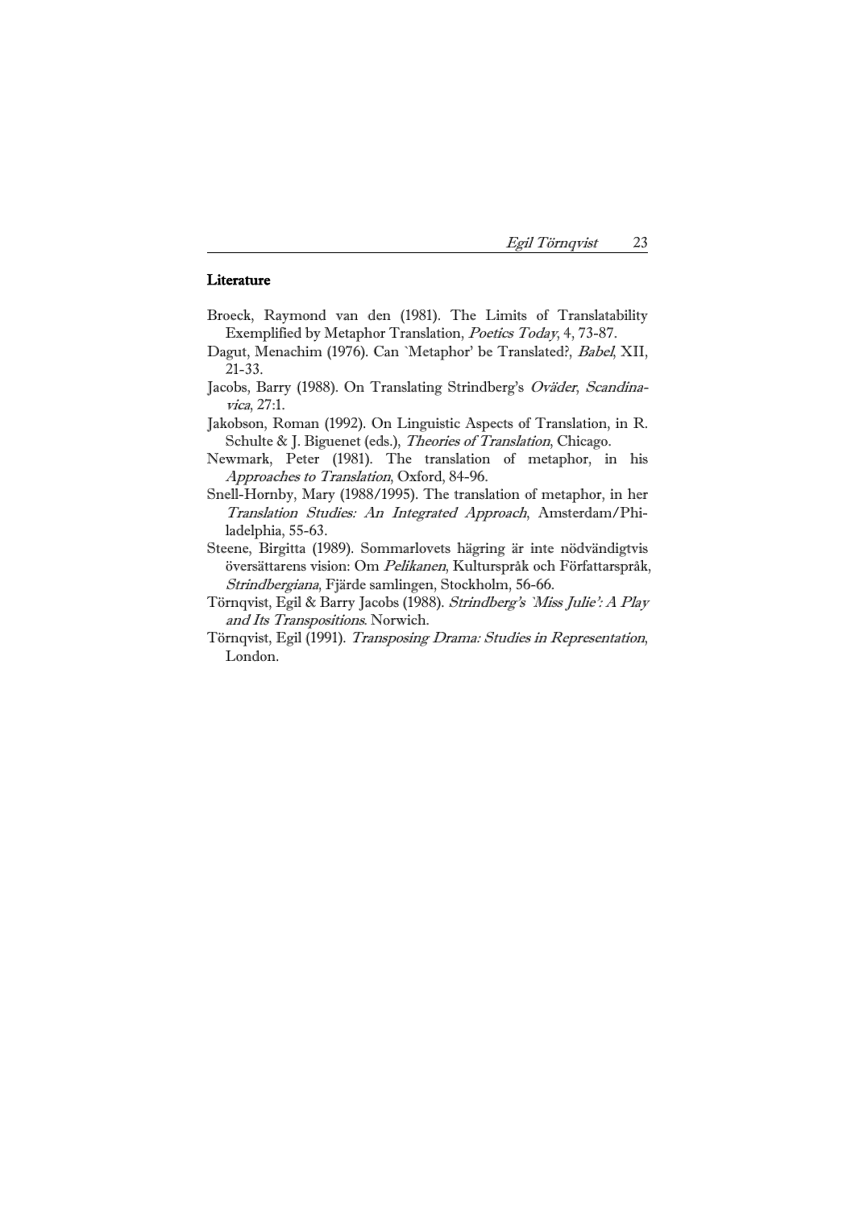## Literature

Broeck, Raymond van den (1981). The Limits of Translatability Exemplified by Metaphor Translation, *Poetics Today*, 4, 73-87.

Dagut, Menachim (1976). Can `Metaphor' be Translated?, *Babel*, XII, 21-33.

Jacobs, Barry (1988). On Translating Strindberg's *Oväder*, *Scandinavica*, 27:1.

Jakobson, Roman (1992). On Linguistic Aspects of Translation, in R. Schulte & J. Biguenet (eds.), *Theories of Translation*, Chicago.

Newmark, Peter (1981). The translation of metaphor, in his *Approaches to Translation*, Oxford, 84-96.

Snell-Hornby, Mary (1988/1995). The translation of metaphor, in her *Translation Studies: An Integrated Approach*, Amsterdam/Philadelphia, 55-63.

Steene, Birgitta (1989). Sommarlovets hägring är inte nödvändigtvis översättarens vision: Om *Pelikanen*, Kulturspråk och Författarspråk, *Strindbergiana*, Fjärde samlingen, Stockholm, 56-66.

Törnqvist, Egil & Barry Jacobs (1988). *Strindberg's `Miss Julie': A Play and Its Transpositions*. Norwich.

Törnqvist, Egil (1991). *Transposing Drama: Studies in Representation*, London.